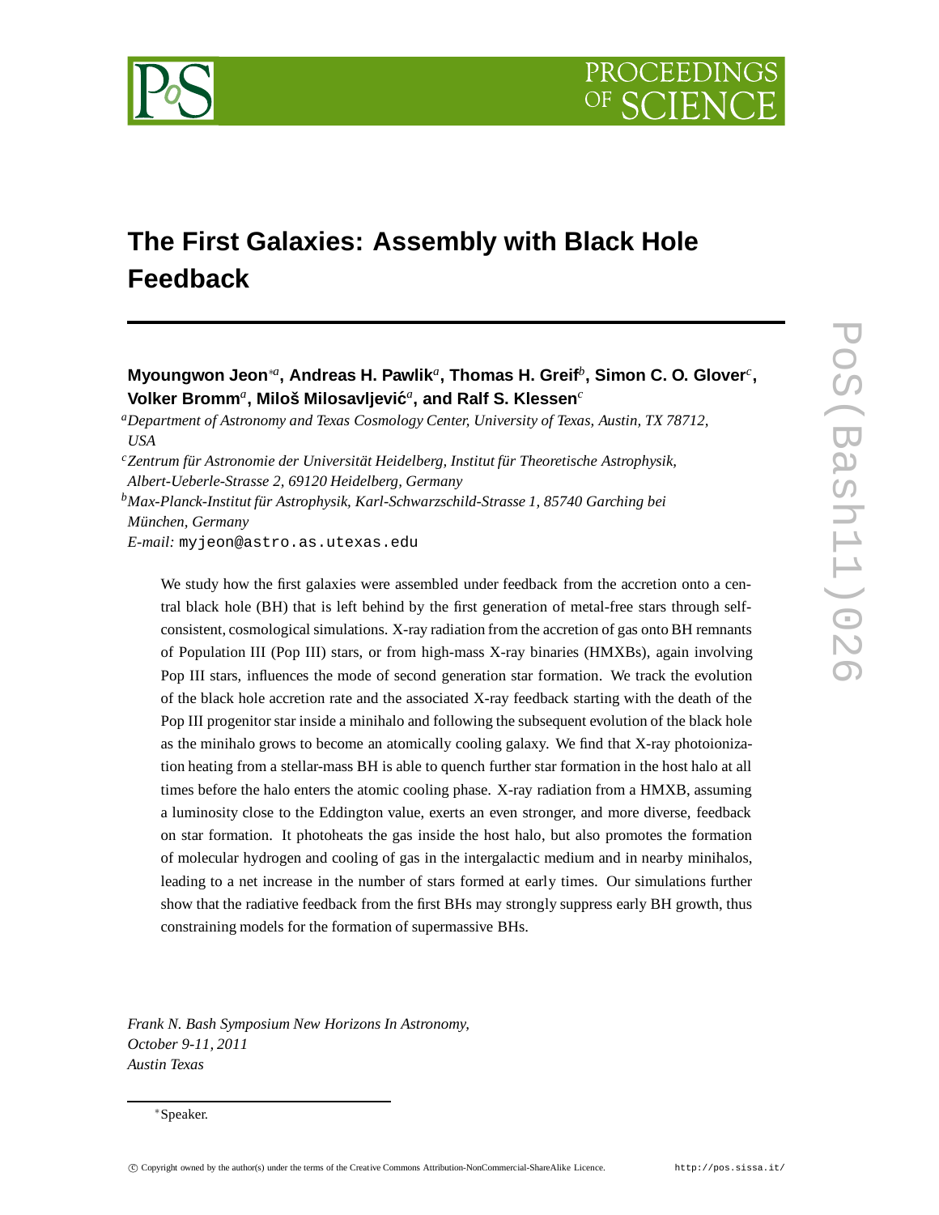# The First Galaxies: Assembly with Black Hole Feedback

**Myoungwon Jeon**[*a], **Andreas H. Pawlik**[a], **Thomas H. Greif**[b], **Simon C. O. Glover**[c], **Volker Bromm**[a], **Miloš Milosavljević**[a], **and Ralf S. Klessen**[c]

[a]*Department of Astronomy and Texas Cosmology Center, University of Texas, Austin, TX 78712, USA*

[c]*Zentrum für Astronomie der Universität Heidelberg, Institut für Theoretische Astrophysik, Albert-Ueberle-Strasse 2, 69120 Heidelberg, Germany*

[b]*Max-Planck-Institut für Astrophysik, Karl-Schwarzschild-Strasse 1, 85740 Garching bei München, Germany*

*E-mail:* myjeon@astro.as.utexas.edu

We study how the first galaxies were assembled under feedback from the accretion onto a central black hole (BH) that is left behind by the first generation of metal-free stars through self-consistent, cosmological simulations. X-ray radiation from the accretion of gas onto BH remnants of Population III (Pop III) stars, or from high-mass X-ray binaries (HMXBs), again involving Pop III stars, influences the mode of second generation star formation. We track the evolution of the black hole accretion rate and the associated X-ray feedback starting with the death of the Pop III progenitor star inside a minihalo and following the subsequent evolution of the black hole as the minihalo grows to become an atomically cooling galaxy. We find that X-ray photoionization heating from a stellar-mass BH is able to quench further star formation in the host halo at all times before the halo enters the atomic cooling phase. X-ray radiation from a HMXB, assuming a luminosity close to the Eddington value, exerts an even stronger, and more diverse, feedback on star formation. It photoheats the gas inside the host halo, but also promotes the formation of molecular hydrogen and cooling of gas in the intergalactic medium and in nearby minihalos, leading to a net increase in the number of stars formed at early times. Our simulations further show that the radiative feedback from the first BHs may strongly suppress early BH growth, thus constraining models for the formation of supermassive BHs.

*Frank N. Bash Symposium New Horizons In Astronomy,*
*October 9-11, 2011*
*Austin Texas*

[*]Speaker.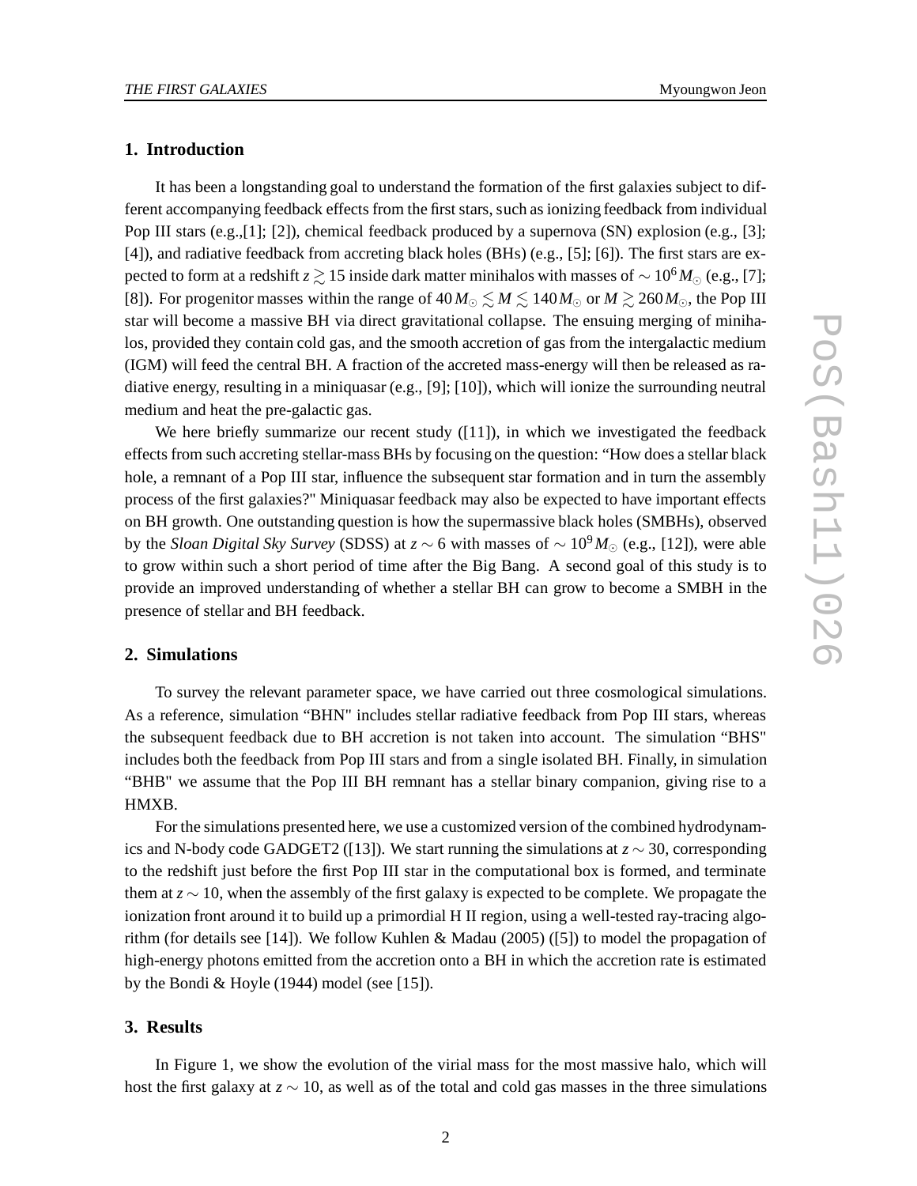## 1. Introduction

It has been a longstanding goal to understand the formation of the first galaxies subject to different accompanying feedback effects from the first stars, such as ionizing feedback from individual Pop III stars (e.g.,[1]; [2]), chemical feedback produced by a supernova (SN) explosion (e.g., [3]; [4]), and radiative feedback from accreting black holes (BHs) (e.g., [5]; [6]). The first stars are expected to form at a redshift $z \gtrsim 15$ inside dark matter minihalos with masses of $\sim 10^6 M_\odot$ (e.g., [7]; [8]). For progenitor masses within the range of $40 M_\odot \lesssim M \lesssim 140 M_\odot$ or $M \gtrsim 260 M_\odot$, the Pop III star will become a massive BH via direct gravitational collapse. The ensuing merging of minihalos, provided they contain cold gas, and the smooth accretion of gas from the intergalactic medium (IGM) will feed the central BH. A fraction of the accreted mass-energy will then be released as radiative energy, resulting in a miniquasar (e.g., [9]; [10]), which will ionize the surrounding neutral medium and heat the pre-galactic gas.

We here briefly summarize our recent study ([11]), in which we investigated the feedback effects from such accreting stellar-mass BHs by focusing on the question: "How does a stellar black hole, a remnant of a Pop III star, influence the subsequent star formation and in turn the assembly process of the first galaxies?" Miniquasar feedback may also be expected to have important effects on BH growth. One outstanding question is how the supermassive black holes (SMBHs), observed by the *Sloan Digital Sky Survey* (SDSS) at $z \sim 6$ with masses of $\sim 10^9 M_\odot$ (e.g., [12]), were able to grow within such a short period of time after the Big Bang. A second goal of this study is to provide an improved understanding of whether a stellar BH can grow to become a SMBH in the presence of stellar and BH feedback.

## 2. Simulations

To survey the relevant parameter space, we have carried out three cosmological simulations. As a reference, simulation "BHN" includes stellar radiative feedback from Pop III stars, whereas the subsequent feedback due to BH accretion is not taken into account. The simulation "BHS" includes both the feedback from Pop III stars and from a single isolated BH. Finally, in simulation "BHB" we assume that the Pop III BH remnant has a stellar binary companion, giving rise to a HMXB.

For the simulations presented here, we use a customized version of the combined hydrodynamics and N-body code GADGET2 ([13]). We start running the simulations at $z \sim 30$, corresponding to the redshift just before the first Pop III star in the computational box is formed, and terminate them at $z \sim 10$, when the assembly of the first galaxy is expected to be complete. We propagate the ionization front around it to build up a primordial H II region, using a well-tested ray-tracing algorithm (for details see [14]). We follow Kuhlen & Madau (2005) ([5]) to model the propagation of high-energy photons emitted from the accretion onto a BH in which the accretion rate is estimated by the Bondi & Hoyle (1944) model (see [15]).

## 3. Results

In Figure 1, we show the evolution of the virial mass for the most massive halo, which will host the first galaxy at $z \sim 10$, as well as of the total and cold gas masses in the three simulations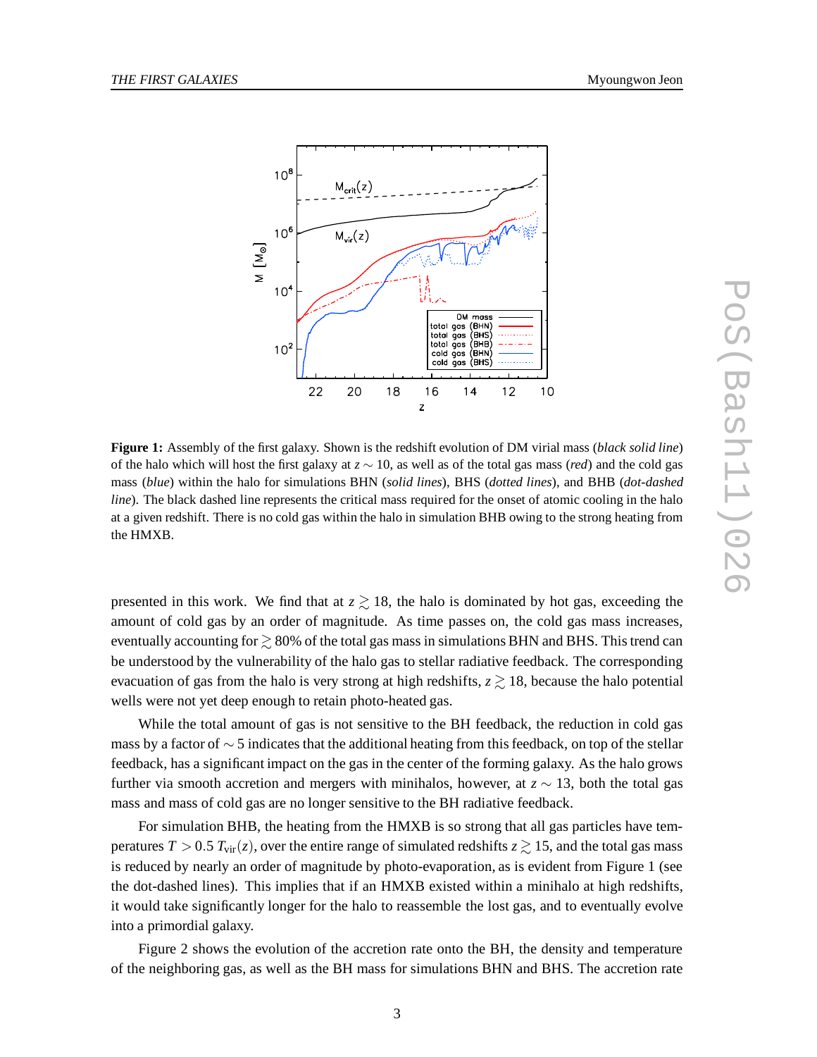**Figure 1:** Assembly of the first galaxy. Shown is the redshift evolution of DM virial mass (*black solid line*) of the halo which will host the first galaxy at $z \sim 10$, as well as of the total gas mass (*red*) and the cold gas mass (*blue*) within the halo for simulations BHN (*solid lines*), BHS (*dotted lines*), and BHB (*dot-dashed line*). The black dashed line represents the critical mass required for the onset of atomic cooling in the halo at a given redshift. There is no cold gas within the halo in simulation BHB owing to the strong heating from the HMXB.

presented in this work. We find that at $z \gtrsim 18$, the halo is dominated by hot gas, exceeding the amount of cold gas by an order of magnitude. As time passes on, the cold gas mass increases, eventually accounting for $\gtrsim 80\%$ of the total gas mass in simulations BHN and BHS. This trend can be understood by the vulnerability of the halo gas to stellar radiative feedback. The corresponding evacuation of gas from the halo is very strong at high redshifts, $z \gtrsim 18$, because the halo potential wells were not yet deep enough to retain photo-heated gas.

While the total amount of gas is not sensitive to the BH feedback, the reduction in cold gas mass by a factor of $\sim 5$ indicates that the additional heating from this feedback, on top of the stellar feedback, has a significant impact on the gas in the center of the forming galaxy. As the halo grows further via smooth accretion and mergers with minihalos, however, at $z \sim 13$, both the total gas mass and mass of cold gas are no longer sensitive to the BH radiative feedback.

For simulation BHB, the heating from the HMXB is so strong that all gas particles have temperatures $T > 0.5\, T_{\rm vir}(z)$, over the entire range of simulated redshifts $z \gtrsim 15$, and the total gas mass is reduced by nearly an order of magnitude by photo-evaporation, as is evident from Figure 1 (see the dot-dashed lines). This implies that if an HMXB existed within a minihalo at high redshifts, it would take significantly longer for the halo to reassemble the lost gas, and to eventually evolve into a primordial galaxy.

Figure 2 shows the evolution of the accretion rate onto the BH, the density and temperature of the neighboring gas, as well as the BH mass for simulations BHN and BHS. The accretion rate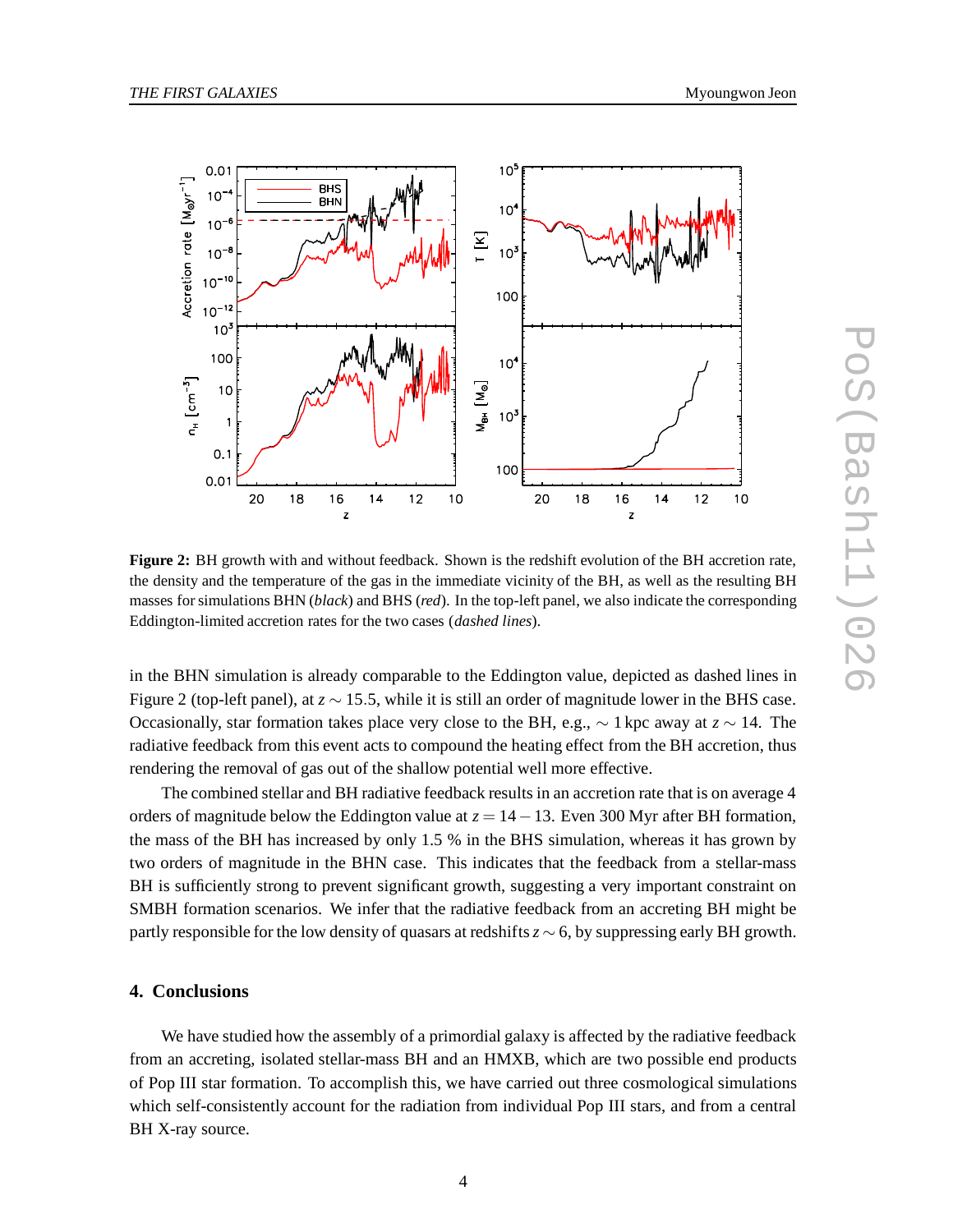**Figure 2:** BH growth with and without feedback. Shown is the redshift evolution of the BH accretion rate, the density and the temperature of the gas in the immediate vicinity of the BH, as well as the resulting BH masses for simulations BHN (*black*) and BHS (*red*). In the top-left panel, we also indicate the corresponding Eddington-limited accretion rates for the two cases (*dashed lines*).

in the BHN simulation is already comparable to the Eddington value, depicted as dashed lines in Figure 2 (top-left panel), at $z \sim 15.5$, while it is still an order of magnitude lower in the BHS case. Occasionally, star formation takes place very close to the BH, e.g., $\sim 1$ kpc away at $z \sim 14$. The radiative feedback from this event acts to compound the heating effect from the BH accretion, thus rendering the removal of gas out of the shallow potential well more effective.

The combined stellar and BH radiative feedback results in an accretion rate that is on average 4 orders of magnitude below the Eddington value at $z = 14 - 13$. Even 300 Myr after BH formation, the mass of the BH has increased by only 1.5 % in the BHS simulation, whereas it has grown by two orders of magnitude in the BHN case. This indicates that the feedback from a stellar-mass BH is sufficiently strong to prevent significant growth, suggesting a very important constraint on SMBH formation scenarios. We infer that the radiative feedback from an accreting BH might be partly responsible for the low density of quasars at redshifts $z \sim 6$, by suppressing early BH growth.

## 4. Conclusions

We have studied how the assembly of a primordial galaxy is affected by the radiative feedback from an accreting, isolated stellar-mass BH and an HMXB, which are two possible end products of Pop III star formation. To accomplish this, we have carried out three cosmological simulations which self-consistently account for the radiation from individual Pop III stars, and from a central BH X-ray source.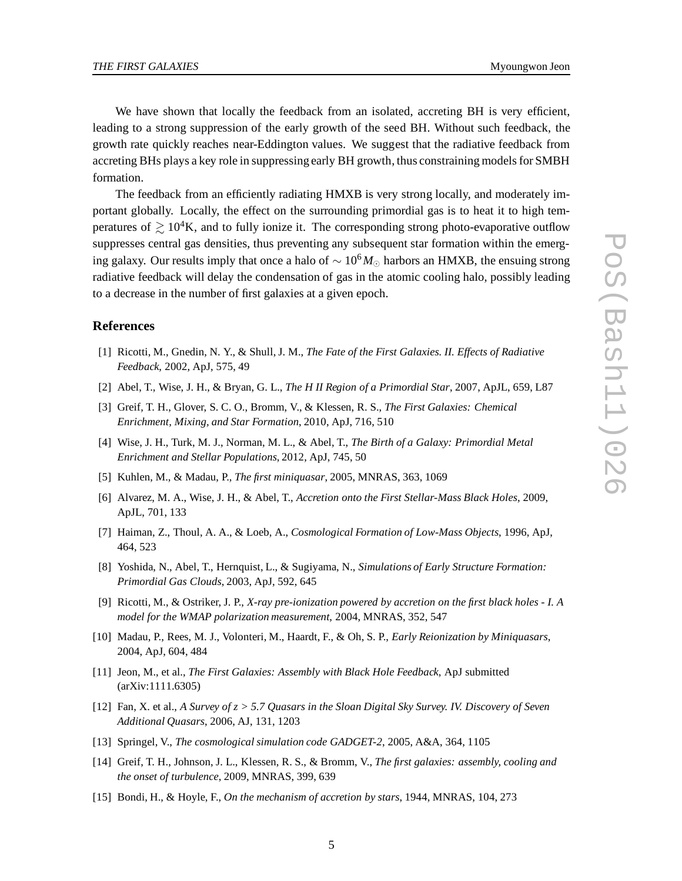We have shown that locally the feedback from an isolated, accreting BH is very efficient, leading to a strong suppression of the early growth of the seed BH. Without such feedback, the growth rate quickly reaches near-Eddington values. We suggest that the radiative feedback from accreting BHs plays a key role in suppressing early BH growth, thus constraining models for SMBH formation.

The feedback from an efficiently radiating HMXB is very strong locally, and moderately important globally. Locally, the effect on the surrounding primordial gas is to heat it to high temperatures of $\gtrsim 10^4$K, and to fully ionize it. The corresponding strong photo-evaporative outflow suppresses central gas densities, thus preventing any subsequent star formation within the emerging galaxy. Our results imply that once a halo of $\sim 10^6 M_\odot$ harbors an HMXB, the ensuing strong radiative feedback will delay the condensation of gas in the atomic cooling halo, possibly leading to a decrease in the number of first galaxies at a given epoch.

## References

[1] Ricotti, M., Gnedin, N. Y., & Shull, J. M., *The Fate of the First Galaxies. II. Effects of Radiative Feedback*, 2002, ApJ, 575, 49

[2] Abel, T., Wise, J. H., & Bryan, G. L., *The H II Region of a Primordial Star*, 2007, ApJL, 659, L87

[3] Greif, T. H., Glover, S. C. O., Bromm, V., & Klessen, R. S., *The First Galaxies: Chemical Enrichment, Mixing, and Star Formation*, 2010, ApJ, 716, 510

[4] Wise, J. H., Turk, M. J., Norman, M. L., & Abel, T., *The Birth of a Galaxy: Primordial Metal Enrichment and Stellar Populations*, 2012, ApJ, 745, 50

[5] Kuhlen, M., & Madau, P., *The first miniquasar*, 2005, MNRAS, 363, 1069

[6] Alvarez, M. A., Wise, J. H., & Abel, T., *Accretion onto the First Stellar-Mass Black Holes*, 2009, ApJL, 701, 133

[7] Haiman, Z., Thoul, A. A., & Loeb, A., *Cosmological Formation of Low-Mass Objects*, 1996, ApJ, 464, 523

[8] Yoshida, N., Abel, T., Hernquist, L., & Sugiyama, N., *Simulations of Early Structure Formation: Primordial Gas Clouds*, 2003, ApJ, 592, 645

[9] Ricotti, M., & Ostriker, J. P., *X-ray pre-ionization powered by accretion on the first black holes - I. A model for the WMAP polarization measurement*, 2004, MNRAS, 352, 547

[10] Madau, P., Rees, M. J., Volonteri, M., Haardt, F., & Oh, S. P., *Early Reionization by Miniquasars*, 2004, ApJ, 604, 484

[11] Jeon, M., et al., *The First Galaxies: Assembly with Black Hole Feedback*, ApJ submitted (arXiv:1111.6305)

[12] Fan, X. et al., *A Survey of z > 5.7 Quasars in the Sloan Digital Sky Survey. IV. Discovery of Seven Additional Quasars*, 2006, AJ, 131, 1203

[13] Springel, V., *The cosmological simulation code GADGET-2*, 2005, A&A, 364, 1105

[14] Greif, T. H., Johnson, J. L., Klessen, R. S., & Bromm, V., *The first galaxies: assembly, cooling and the onset of turbulence*, 2009, MNRAS, 399, 639

[15] Bondi, H., & Hoyle, F., *On the mechanism of accretion by stars*, 1944, MNRAS, 104, 273